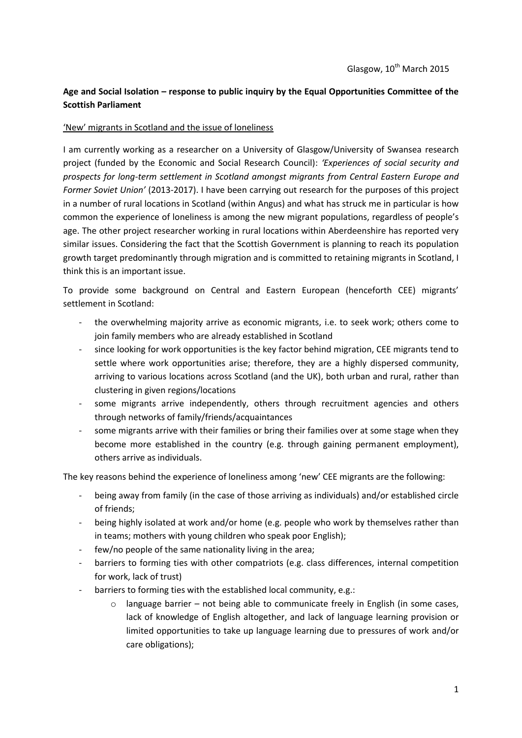Glasgow, 10th March 2015

**Age and Social Isolation – response to public inquiry by the Equal Opportunities Committee of the Scottish Parliament**

<u>'New' migrants in Scotland and the issue of loneliness</u>

I am currently working as a researcher on a University of Glasgow/University of Swansea research project (funded by the Economic and Social Research Council): *'Experiences of social security and prospects for long-term settlement in Scotland amongst migrants from Central Eastern Europe and Former Soviet Union'* (2013-2017). I have been carrying out research for the purposes of this project in a number of rural locations in Scotland (within Angus) and what has struck me in particular is how common the experience of loneliness is among the new migrant populations, regardless of people's age. The other project researcher working in rural locations within Aberdeenshire has reported very similar issues. Considering the fact that the Scottish Government is planning to reach its population growth target predominantly through migration and is committed to retaining migrants in Scotland, I think this is an important issue.

To provide some background on Central and Eastern European (henceforth CEE) migrants' settlement in Scotland:

- the overwhelming majority arrive as economic migrants, i.e. to seek work; others come to join family members who are already established in Scotland
- since looking for work opportunities is the key factor behind migration, CEE migrants tend to settle where work opportunities arise; therefore, they are a highly dispersed community, arriving to various locations across Scotland (and the UK), both urban and rural, rather than clustering in given regions/locations
- some migrants arrive independently, others through recruitment agencies and others through networks of family/friends/acquaintances
- some migrants arrive with their families or bring their families over at some stage when they become more established in the country (e.g. through gaining permanent employment), others arrive as individuals.

The key reasons behind the experience of loneliness among 'new' CEE migrants are the following:

- being away from family (in the case of those arriving as individuals) and/or established circle of friends;
- being highly isolated at work and/or home (e.g. people who work by themselves rather than in teams; mothers with young children who speak poor English);
- few/no people of the same nationality living in the area;
- barriers to forming ties with other compatriots (e.g. class differences, internal competition for work, lack of trust)
- barriers to forming ties with the established local community, e.g.:
    - language barrier – not being able to communicate freely in English (in some cases, lack of knowledge of English altogether, and lack of language learning provision or limited opportunities to take up language learning due to pressures of work and/or care obligations);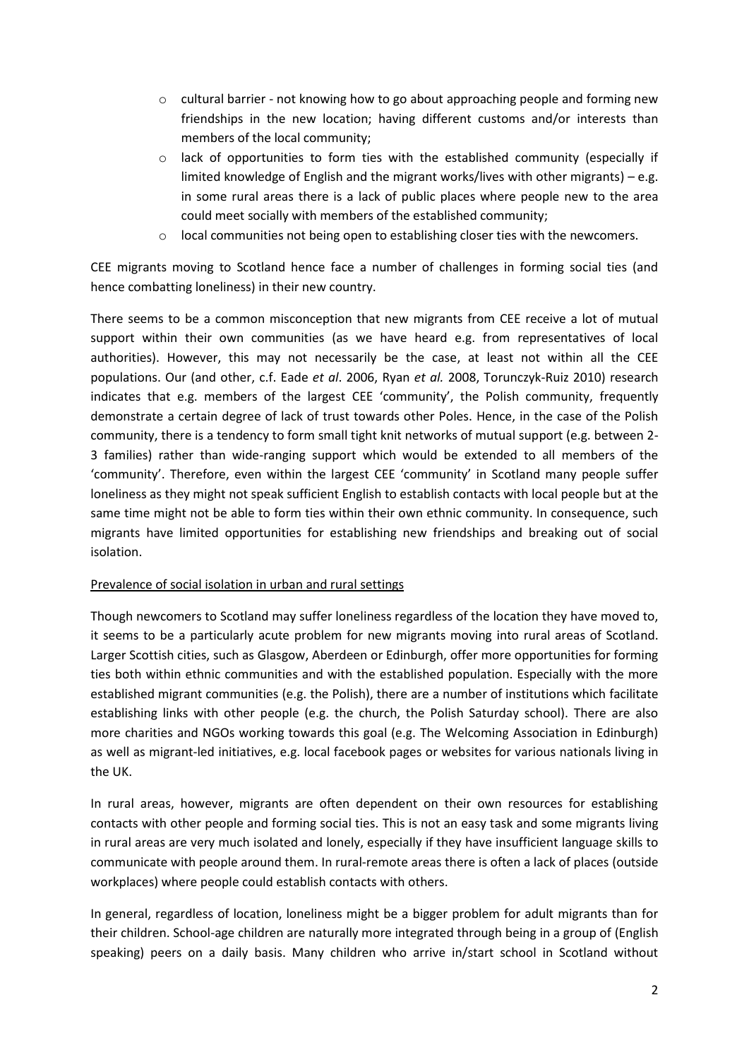- cultural barrier - not knowing how to go about approaching people and forming new friendships in the new location; having different customs and/or interests than members of the local community;
- lack of opportunities to form ties with the established community (especially if limited knowledge of English and the migrant works/lives with other migrants) – e.g. in some rural areas there is a lack of public places where people new to the area could meet socially with members of the established community;
- local communities not being open to establishing closer ties with the newcomers.

CEE migrants moving to Scotland hence face a number of challenges in forming social ties (and hence combatting loneliness) in their new country.

There seems to be a common misconception that new migrants from CEE receive a lot of mutual support within their own communities (as we have heard e.g. from representatives of local authorities). However, this may not necessarily be the case, at least not within all the CEE populations. Our (and other, c.f. Eade *et al*. 2006, Ryan *et al.* 2008, Torunczyk-Ruiz 2010) research indicates that e.g. members of the largest CEE 'community', the Polish community, frequently demonstrate a certain degree of lack of trust towards other Poles. Hence, in the case of the Polish community, there is a tendency to form small tight knit networks of mutual support (e.g. between 2-3 families) rather than wide-ranging support which would be extended to all members of the 'community'. Therefore, even within the largest CEE 'community' in Scotland many people suffer loneliness as they might not speak sufficient English to establish contacts with local people but at the same time might not be able to form ties within their own ethnic community. In consequence, such migrants have limited opportunities for establishing new friendships and breaking out of social isolation.

<u>Prevalence of social isolation in urban and rural settings</u>

Though newcomers to Scotland may suffer loneliness regardless of the location they have moved to, it seems to be a particularly acute problem for new migrants moving into rural areas of Scotland. Larger Scottish cities, such as Glasgow, Aberdeen or Edinburgh, offer more opportunities for forming ties both within ethnic communities and with the established population. Especially with the more established migrant communities (e.g. the Polish), there are a number of institutions which facilitate establishing links with other people (e.g. the church, the Polish Saturday school). There are also more charities and NGOs working towards this goal (e.g. The Welcoming Association in Edinburgh) as well as migrant-led initiatives, e.g. local facebook pages or websites for various nationals living in the UK.

In rural areas, however, migrants are often dependent on their own resources for establishing contacts with other people and forming social ties. This is not an easy task and some migrants living in rural areas are very much isolated and lonely, especially if they have insufficient language skills to communicate with people around them. In rural-remote areas there is often a lack of places (outside workplaces) where people could establish contacts with others.

In general, regardless of location, loneliness might be a bigger problem for adult migrants than for their children. School-age children are naturally more integrated through being in a group of (English speaking) peers on a daily basis. Many children who arrive in/start school in Scotland without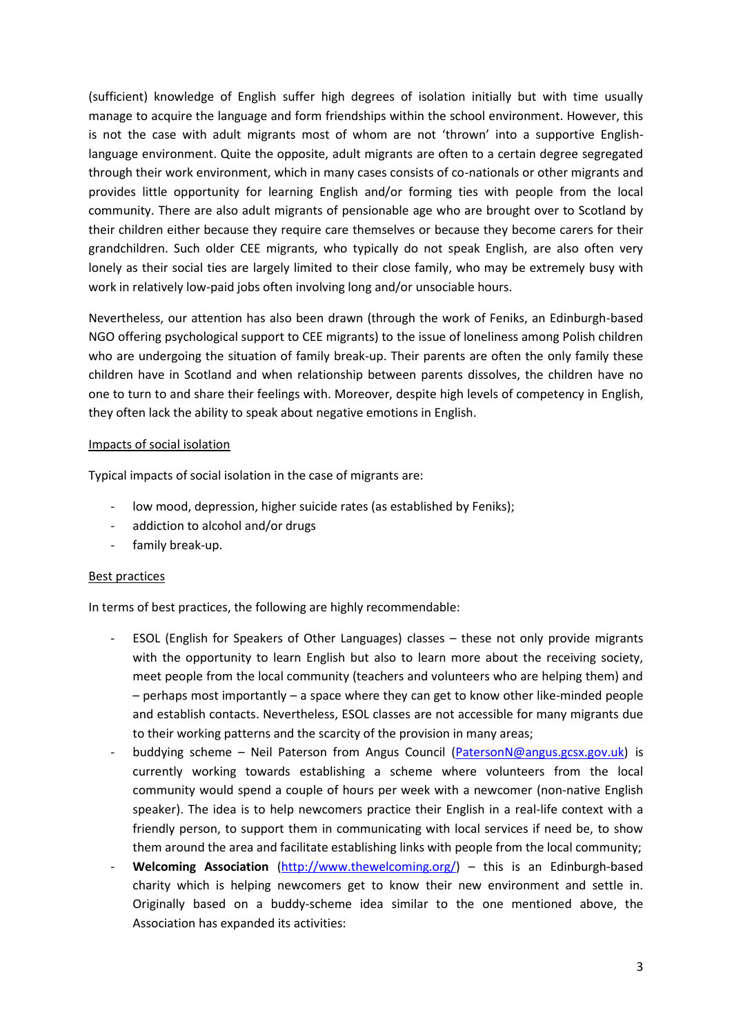(sufficient) knowledge of English suffer high degrees of isolation initially but with time usually manage to acquire the language and form friendships within the school environment. However, this is not the case with adult migrants most of whom are not 'thrown' into a supportive English-language environment. Quite the opposite, adult migrants are often to a certain degree segregated through their work environment, which in many cases consists of co-nationals or other migrants and provides little opportunity for learning English and/or forming ties with people from the local community. There are also adult migrants of pensionable age who are brought over to Scotland by their children either because they require care themselves or because they become carers for their grandchildren. Such older CEE migrants, who typically do not speak English, are also often very lonely as their social ties are largely limited to their close family, who may be extremely busy with work in relatively low-paid jobs often involving long and/or unsociable hours.

Nevertheless, our attention has also been drawn (through the work of Feniks, an Edinburgh-based NGO offering psychological support to CEE migrants) to the issue of loneliness among Polish children who are undergoing the situation of family break-up. Their parents are often the only family these children have in Scotland and when relationship between parents dissolves, the children have no one to turn to and share their feelings with. Moreover, despite high levels of competency in English, they often lack the ability to speak about negative emotions in English.

<u>Impacts of social isolation</u>

Typical impacts of social isolation in the case of migrants are:

- low mood, depression, higher suicide rates (as established by Feniks);
- addiction to alcohol and/or drugs
- family break-up.

<u>Best practices</u>

In terms of best practices, the following are highly recommendable:

- ESOL (English for Speakers of Other Languages) classes – these not only provide migrants with the opportunity to learn English but also to learn more about the receiving society, meet people from the local community (teachers and volunteers who are helping them) and – perhaps most importantly – a space where they can get to know other like-minded people and establish contacts. Nevertheless, ESOL classes are not accessible for many migrants due to their working patterns and the scarcity of the provision in many areas;
- buddying scheme – Neil Paterson from Angus Council (PatersonN@angus.gcsx.gov.uk) is currently working towards establishing a scheme where volunteers from the local community would spend a couple of hours per week with a newcomer (non-native English speaker). The idea is to help newcomers practice their English in a real-life context with a friendly person, to support them in communicating with local services if need be, to show them around the area and facilitate establishing links with people from the local community;
- **Welcoming Association** (http://www.thewelcoming.org/) – this is an Edinburgh-based charity which is helping newcomers get to know their new environment and settle in. Originally based on a buddy-scheme idea similar to the one mentioned above, the Association has expanded its activities: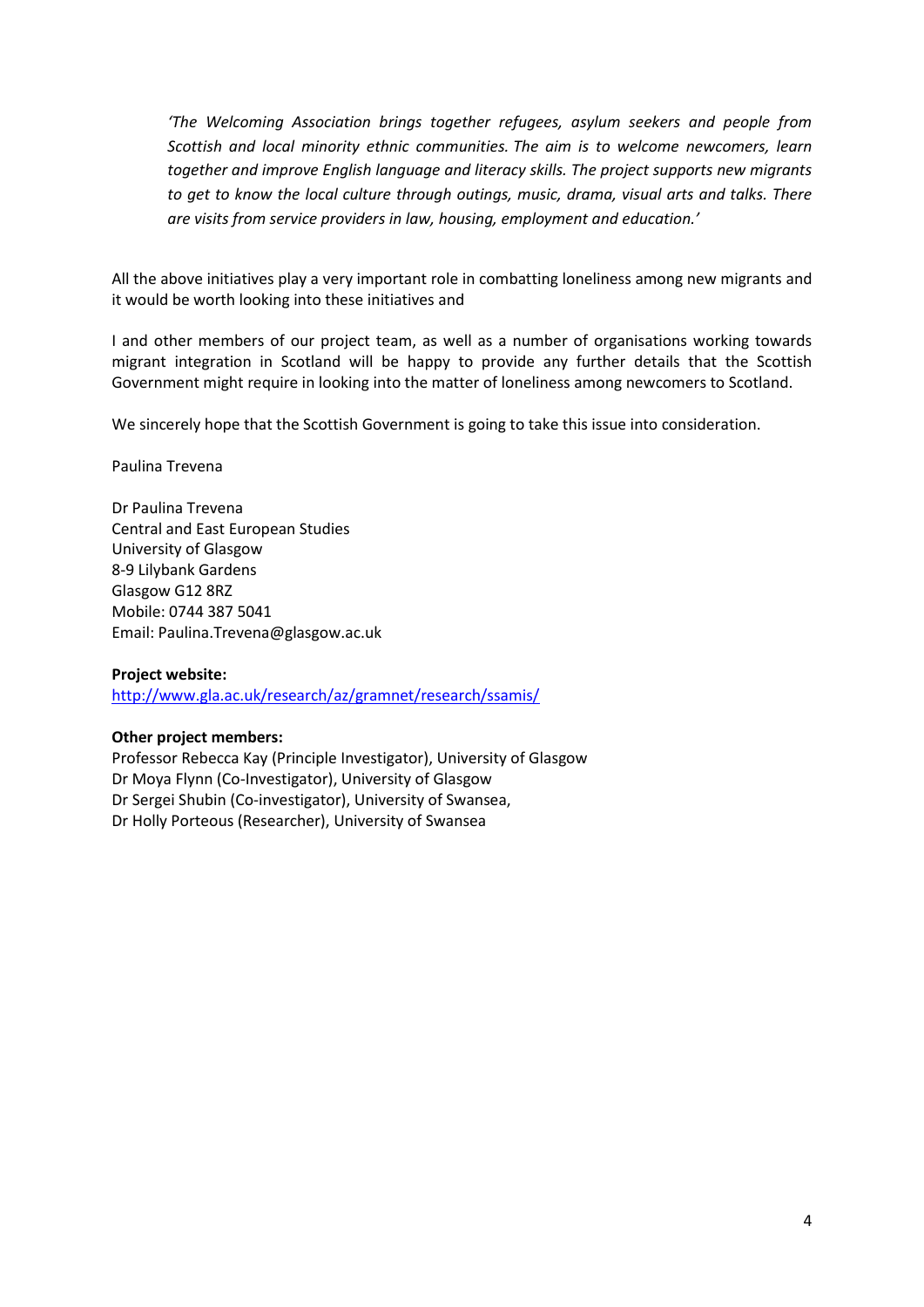*'The Welcoming Association brings together refugees, asylum seekers and people from Scottish and local minority ethnic communities. The aim is to welcome newcomers, learn together and improve English language and literacy skills. The project supports new migrants to get to know the local culture through outings, music, drama, visual arts and talks. There are visits from service providers in law, housing, employment and education.'*

All the above initiatives play a very important role in combatting loneliness among new migrants and it would be worth looking into these initiatives and

I and other members of our project team, as well as a number of organisations working towards migrant integration in Scotland will be happy to provide any further details that the Scottish Government might require in looking into the matter of loneliness among newcomers to Scotland.

We sincerely hope that the Scottish Government is going to take this issue into consideration.

Paulina Trevena

Dr Paulina Trevena
Central and East European Studies
University of Glasgow
8-9 Lilybank Gardens
Glasgow G12 8RZ
Mobile: 0744 387 5041
Email: Paulina.Trevena@glasgow.ac.uk

**Project website:**
http://www.gla.ac.uk/research/az/gramnet/research/ssamis/

**Other project members:**
Professor Rebecca Kay (Principle Investigator), University of Glasgow
Dr Moya Flynn (Co-Investigator), University of Glasgow
Dr Sergei Shubin (Co-investigator), University of Swansea,
Dr Holly Porteous (Researcher), University of Swansea